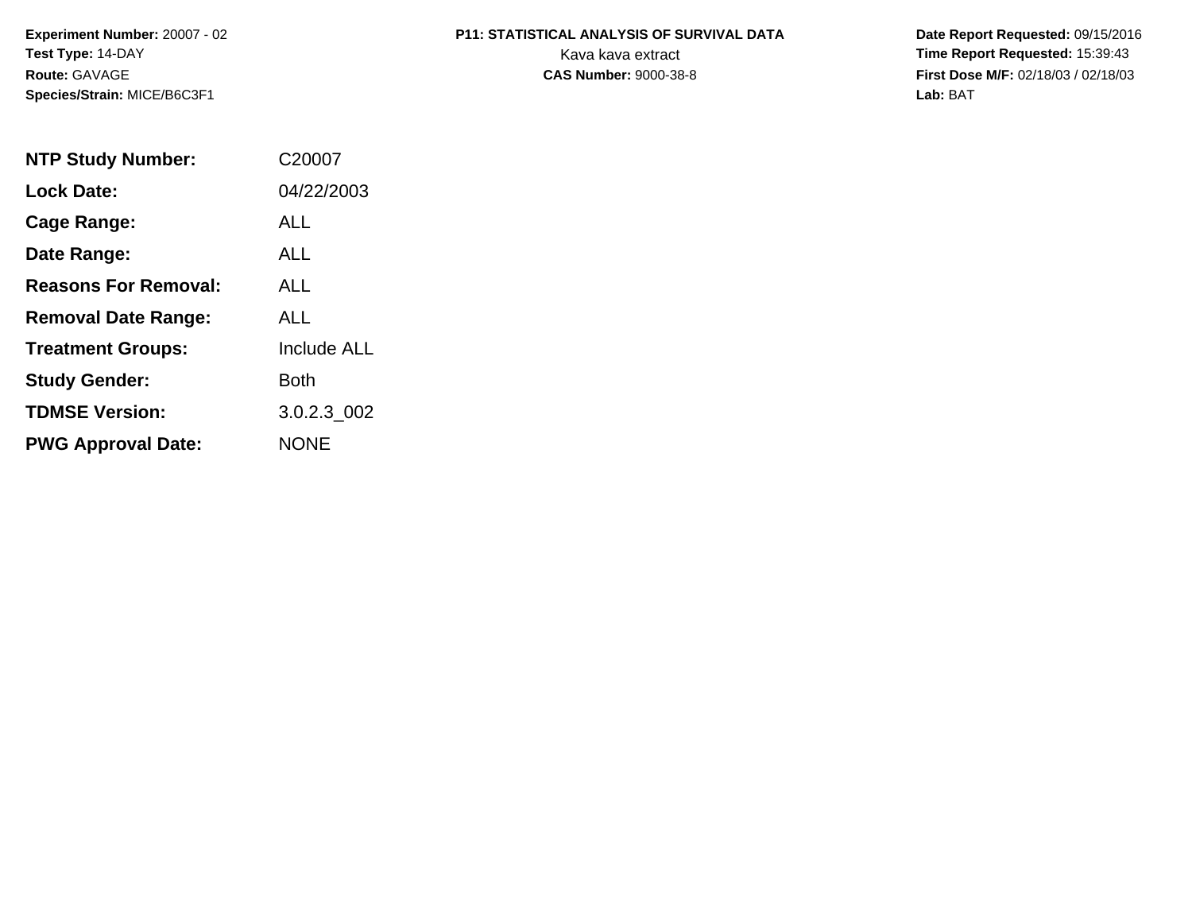**Experiment Number:** 20007 - 02
**Test Type:** 14-DAY
**Route:** GAVAGE
**Species/Strain:** MICE/B6C3F1

**P11: STATISTICAL ANALYSIS OF SURVIVAL DATA**
Kava kava extract
**CAS Number:** 9000-38-8

**Date Report Requested:** 09/15/2016
**Time Report Requested:** 15:39:43
**First Dose M/F:** 02/18/03 / 02/18/03
**Lab:** BAT

| | |
|---|---|
| **NTP Study Number:** | C20007 |
| **Lock Date:** | 04/22/2003 |
| **Cage Range:** | ALL |
| **Date Range:** | ALL |
| **Reasons For Removal:** | ALL |
| **Removal Date Range:** | ALL |
| **Treatment Groups:** | Include ALL |
| **Study Gender:** | Both |
| **TDMSE Version:** | 3.0.2.3_002 |
| **PWG Approval Date:** | NONE |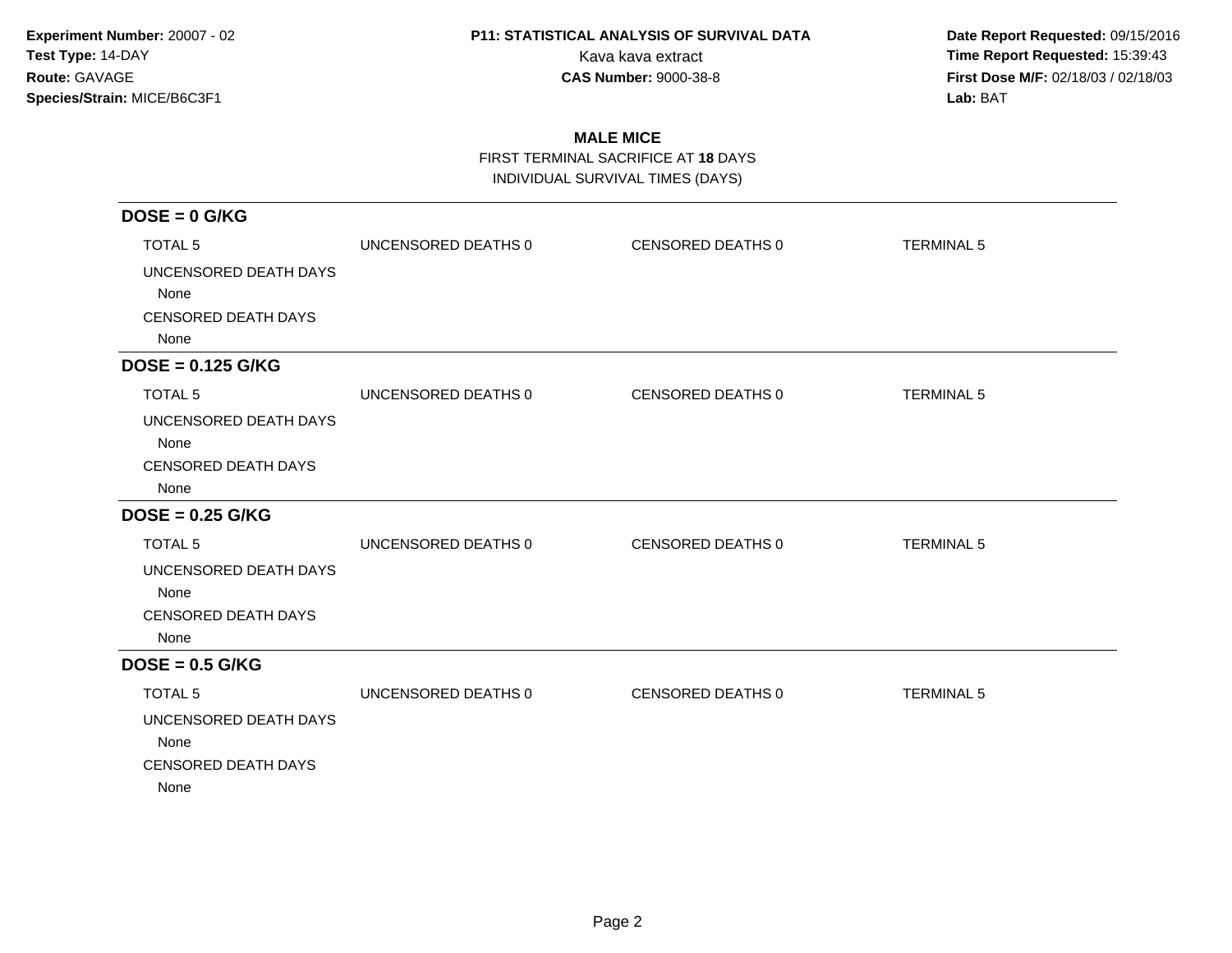**Experiment Number:** 20007 - 02
**Test Type:** 14-DAY
**Route:** GAVAGE
**Species/Strain:** MICE/B6C3F1

**P11: STATISTICAL ANALYSIS OF SURVIVAL DATA**
Kava kava extract
**CAS Number:** 9000-38-8

**Date Report Requested:** 09/15/2016
**Time Report Requested:** 15:39:43
**First Dose M/F:** 02/18/03 / 02/18/03
**Lab:** BAT

## MALE MICE

FIRST TERMINAL SACRIFICE AT **18** DAYS
INDIVIDUAL SURVIVAL TIMES (DAYS)

### DOSE = 0 G/KG

| TOTAL 5 | UNCENSORED DEATHS 0 | CENSORED DEATHS 0 | TERMINAL 5 |
|---|---|---|---|

UNCENSORED DEATH DAYS
None
CENSORED DEATH DAYS
None

### DOSE = 0.125 G/KG

| TOTAL 5 | UNCENSORED DEATHS 0 | CENSORED DEATHS 0 | TERMINAL 5 |
|---|---|---|---|

UNCENSORED DEATH DAYS
None
CENSORED DEATH DAYS
None

### DOSE = 0.25 G/KG

| TOTAL 5 | UNCENSORED DEATHS 0 | CENSORED DEATHS 0 | TERMINAL 5 |
|---|---|---|---|

UNCENSORED DEATH DAYS
None
CENSORED DEATH DAYS
None

### DOSE = 0.5 G/KG

| TOTAL 5 | UNCENSORED DEATHS 0 | CENSORED DEATHS 0 | TERMINAL 5 |
|---|---|---|---|

UNCENSORED DEATH DAYS
None
CENSORED DEATH DAYS
None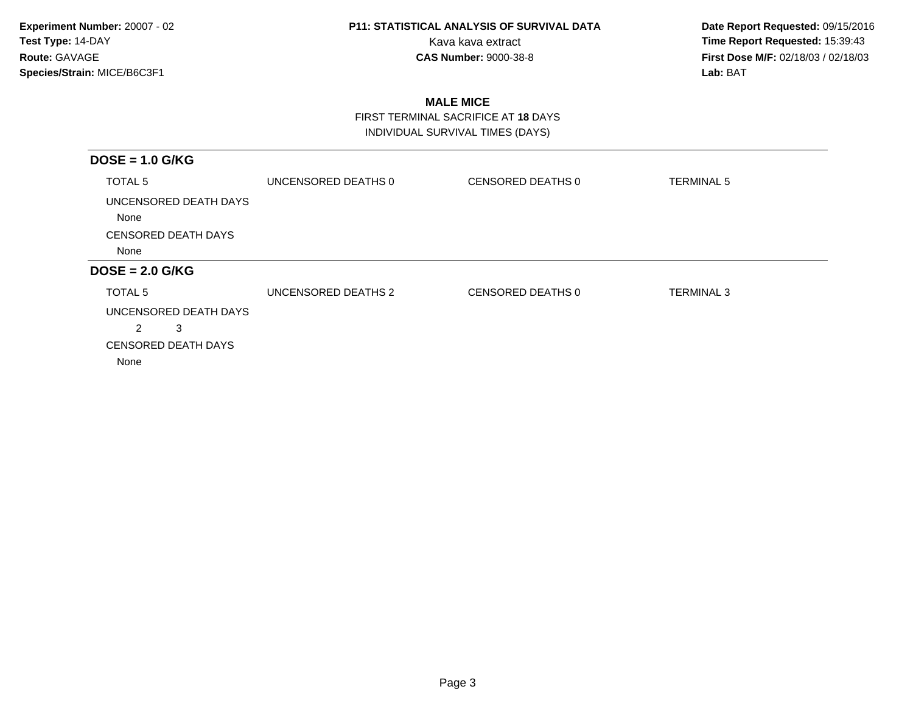**Experiment Number:** 20007 - 02
**Test Type:** 14-DAY
**Route:** GAVAGE
**Species/Strain:** MICE/B6C3F1

**P11: STATISTICAL ANALYSIS OF SURVIVAL DATA**
Kava kava extract
**CAS Number:** 9000-38-8

**Date Report Requested:** 09/15/2016
**Time Report Requested:** 15:39:43
**First Dose M/F:** 02/18/03 / 02/18/03
**Lab:** BAT

## MALE MICE

FIRST TERMINAL SACRIFICE AT **18** DAYS
INDIVIDUAL SURVIVAL TIMES (DAYS)

### DOSE = 1.0 G/KG

TOTAL 5 | UNCENSORED DEATHS 0 | CENSORED DEATHS 0 | TERMINAL 5

UNCENSORED DEATH DAYS
None

CENSORED DEATH DAYS
None

### DOSE = 2.0 G/KG

TOTAL 5 | UNCENSORED DEATHS 2 | CENSORED DEATHS 0 | TERMINAL 3

UNCENSORED DEATH DAYS
2 3

CENSORED DEATH DAYS
None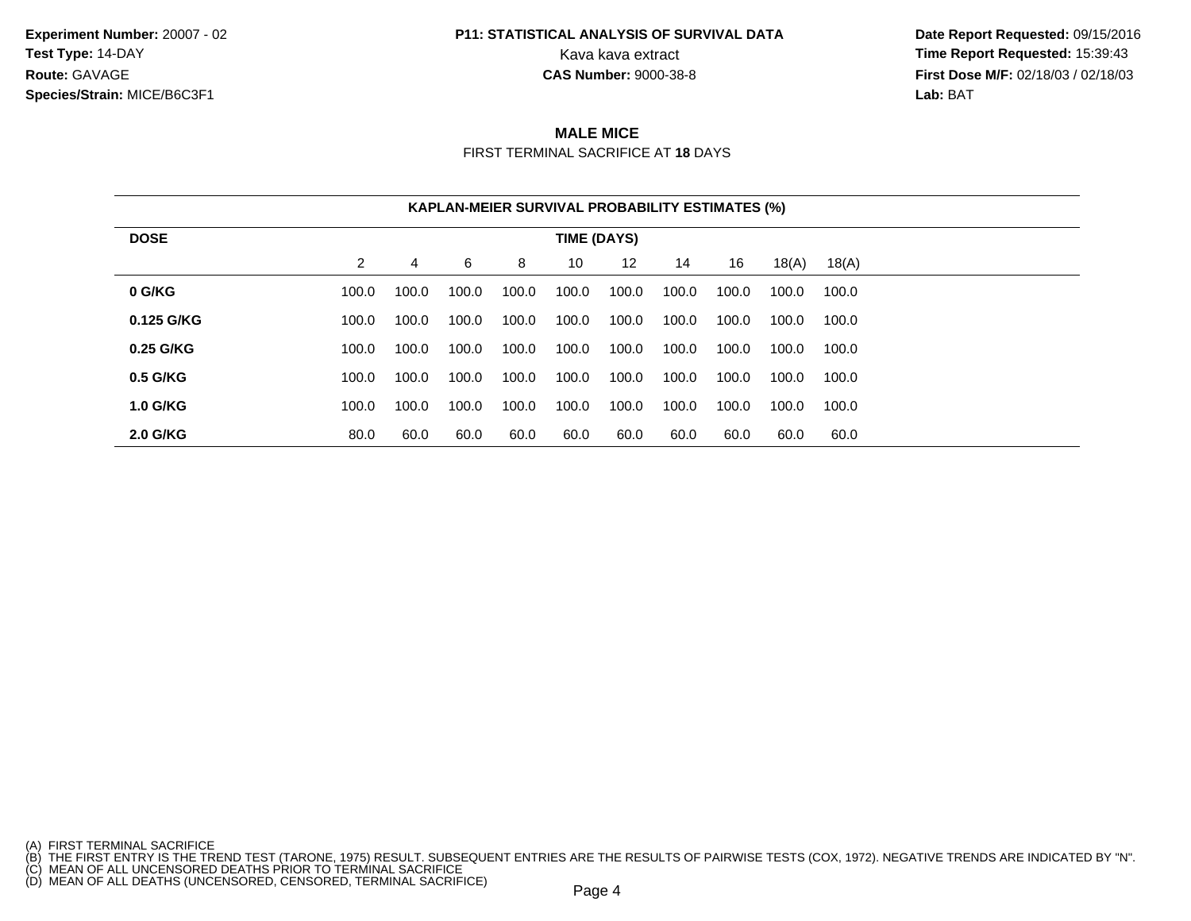**Experiment Number:** 20007 - 02
**Test Type:** 14-DAY
**Route:** GAVAGE
**Species/Strain:** MICE/B6C3F1

**P11: STATISTICAL ANALYSIS OF SURVIVAL DATA**
Kava kava extract
**CAS Number:** 9000-38-8

**Date Report Requested:** 09/15/2016
**Time Report Requested:** 15:39:43
**First Dose M/F:** 02/18/03 / 02/18/03
**Lab:** BAT

## MALE MICE

FIRST TERMINAL SACRIFICE AT **18** DAYS

**KAPLAN-MEIER SURVIVAL PROBABILITY ESTIMATES (%)**

| DOSE | TIME (DAYS) | | | | | | | | | |
|---|---|---|---|---|---|---|---|---|---|---|
| | 2 | 4 | 6 | 8 | 10 | 12 | 14 | 16 | 18(A) | 18(A) |
| **0 G/KG** | 100.0 | 100.0 | 100.0 | 100.0 | 100.0 | 100.0 | 100.0 | 100.0 | 100.0 | 100.0 |
| **0.125 G/KG** | 100.0 | 100.0 | 100.0 | 100.0 | 100.0 | 100.0 | 100.0 | 100.0 | 100.0 | 100.0 |
| **0.25 G/KG** | 100.0 | 100.0 | 100.0 | 100.0 | 100.0 | 100.0 | 100.0 | 100.0 | 100.0 | 100.0 |
| **0.5 G/KG** | 100.0 | 100.0 | 100.0 | 100.0 | 100.0 | 100.0 | 100.0 | 100.0 | 100.0 | 100.0 |
| **1.0 G/KG** | 100.0 | 100.0 | 100.0 | 100.0 | 100.0 | 100.0 | 100.0 | 100.0 | 100.0 | 100.0 |
| **2.0 G/KG** | 80.0 | 60.0 | 60.0 | 60.0 | 60.0 | 60.0 | 60.0 | 60.0 | 60.0 | 60.0 |

(A) FIRST TERMINAL SACRIFICE
(B) THE FIRST ENTRY IS THE TREND TEST (TARONE, 1975) RESULT. SUBSEQUENT ENTRIES ARE THE RESULTS OF PAIRWISE TESTS (COX, 1972). NEGATIVE TRENDS ARE INDICATED BY "N".
(C) MEAN OF ALL UNCENSORED DEATHS PRIOR TO TERMINAL SACRIFICE
(D) MEAN OF ALL DEATHS (UNCENSORED, CENSORED, TERMINAL SACRIFICE)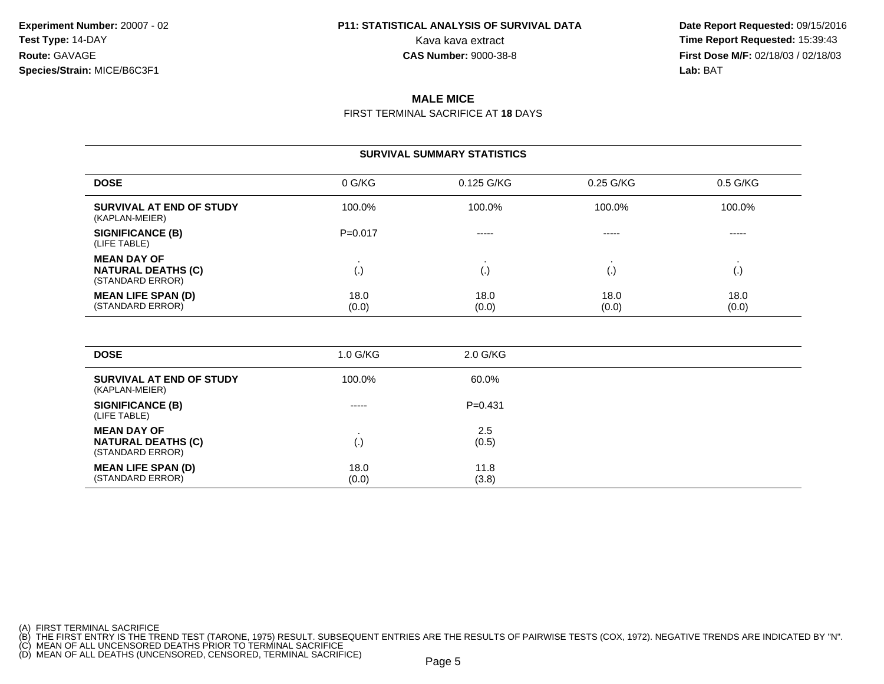**Experiment Number:** 20007 - 02
**Test Type:** 14-DAY
**Route:** GAVAGE
**Species/Strain:** MICE/B6C3F1

**P11: STATISTICAL ANALYSIS OF SURVIVAL DATA**
Kava kava extract
**CAS Number:** 9000-38-8

**Date Report Requested:** 09/15/2016
**Time Report Requested:** 15:39:43
**First Dose M/F:** 02/18/03 / 02/18/03
**Lab:** BAT

## MALE MICE

FIRST TERMINAL SACRIFICE AT **18** DAYS

### SURVIVAL SUMMARY STATISTICS

| DOSE | 0 G/KG | 0.125 G/KG | 0.25 G/KG | 0.5 G/KG |
|---|---|---|---|---|
| **SURVIVAL AT END OF STUDY** (KAPLAN-MEIER) | 100.0% | 100.0% | 100.0% | 100.0% |
| **SIGNIFICANCE (B)** (LIFE TABLE) | P=0.017 | ----- | ----- | ----- |
| **MEAN DAY OF NATURAL DEATHS (C)** (STANDARD ERROR) | . (.) | . (.) | . (.) | . (.) |
| **MEAN LIFE SPAN (D)** (STANDARD ERROR) | 18.0 (0.0) | 18.0 (0.0) | 18.0 (0.0) | 18.0 (0.0) |

| DOSE | 1.0 G/KG | 2.0 G/KG |
|---|---|---|
| **SURVIVAL AT END OF STUDY** (KAPLAN-MEIER) | 100.0% | 60.0% |
| **SIGNIFICANCE (B)** (LIFE TABLE) | ----- | P=0.431 |
| **MEAN DAY OF NATURAL DEATHS (C)** (STANDARD ERROR) | . (.) | 2.5 (0.5) |
| **MEAN LIFE SPAN (D)** (STANDARD ERROR) | 18.0 (0.0) | 11.8 (3.8) |

(A) FIRST TERMINAL SACRIFICE
(B) THE FIRST ENTRY IS THE TREND TEST (TARONE, 1975) RESULT. SUBSEQUENT ENTRIES ARE THE RESULTS OF PAIRWISE TESTS (COX, 1972). NEGATIVE TRENDS ARE INDICATED BY "N".
(C) MEAN OF ALL UNCENSORED DEATHS PRIOR TO TERMINAL SACRIFICE
(D) MEAN OF ALL DEATHS (UNCENSORED, CENSORED, TERMINAL SACRIFICE)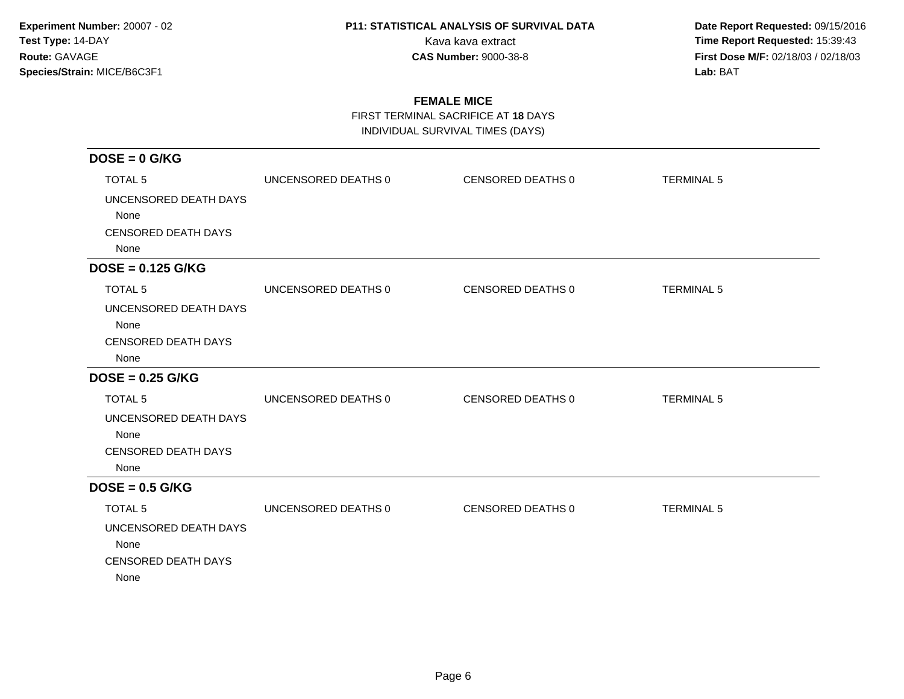**Experiment Number:** 20007 - 02
**Test Type:** 14-DAY
**Route:** GAVAGE
**Species/Strain:** MICE/B6C3F1

**P11: STATISTICAL ANALYSIS OF SURVIVAL DATA**
Kava kava extract
**CAS Number:** 9000-38-8

**Date Report Requested:** 09/15/2016
**Time Report Requested:** 15:39:43
**First Dose M/F:** 02/18/03 / 02/18/03
**Lab:** BAT

## FEMALE MICE

FIRST TERMINAL SACRIFICE AT **18** DAYS
INDIVIDUAL SURVIVAL TIMES (DAYS)

### DOSE = 0 G/KG

| TOTAL 5 | UNCENSORED DEATHS 0 | CENSORED DEATHS 0 | TERMINAL 5 |
|---|---|---|---|

UNCENSORED DEATH DAYS
None
CENSORED DEATH DAYS
None

### DOSE = 0.125 G/KG

| TOTAL 5 | UNCENSORED DEATHS 0 | CENSORED DEATHS 0 | TERMINAL 5 |
|---|---|---|---|

UNCENSORED DEATH DAYS
None
CENSORED DEATH DAYS
None

### DOSE = 0.25 G/KG

| TOTAL 5 | UNCENSORED DEATHS 0 | CENSORED DEATHS 0 | TERMINAL 5 |
|---|---|---|---|

UNCENSORED DEATH DAYS
None
CENSORED DEATH DAYS
None

### DOSE = 0.5 G/KG

| TOTAL 5 | UNCENSORED DEATHS 0 | CENSORED DEATHS 0 | TERMINAL 5 |
|---|---|---|---|

UNCENSORED DEATH DAYS
None
CENSORED DEATH DAYS
None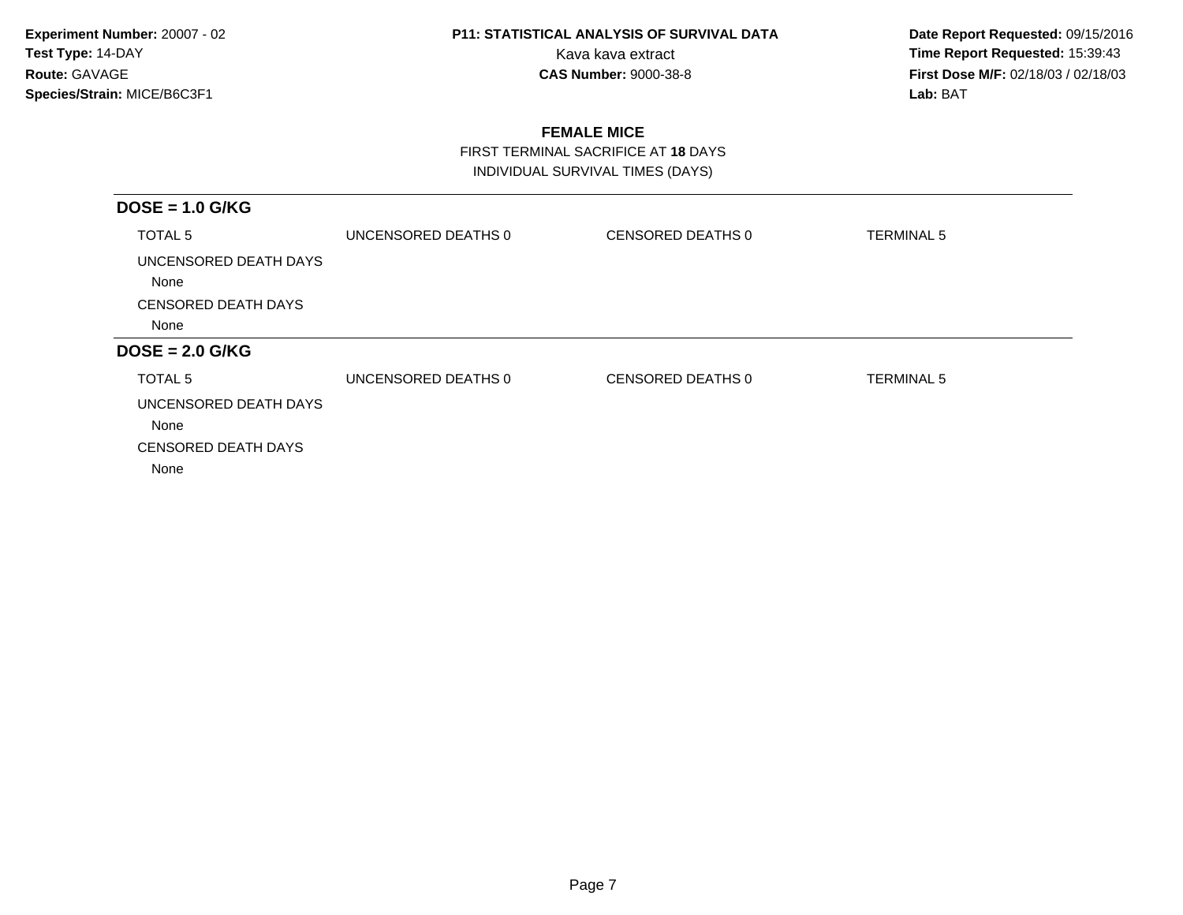**Experiment Number:** 20007 - 02
**Test Type:** 14-DAY
**Route:** GAVAGE
**Species/Strain:** MICE/B6C3F1

**P11: STATISTICAL ANALYSIS OF SURVIVAL DATA**
Kava kava extract
**CAS Number:** 9000-38-8

**Date Report Requested:** 09/15/2016
**Time Report Requested:** 15:39:43
**First Dose M/F:** 02/18/03 / 02/18/03
**Lab:** BAT

## FEMALE MICE

FIRST TERMINAL SACRIFICE AT **18** DAYS
INDIVIDUAL SURVIVAL TIMES (DAYS)

### DOSE = 1.0 G/KG

| TOTAL 5 | UNCENSORED DEATHS 0 | CENSORED DEATHS 0 | TERMINAL 5 |
|---|---|---|---|

UNCENSORED DEATH DAYS
None

CENSORED DEATH DAYS
None

### DOSE = 2.0 G/KG

| TOTAL 5 | UNCENSORED DEATHS 0 | CENSORED DEATHS 0 | TERMINAL 5 |
|---|---|---|---|

UNCENSORED DEATH DAYS
None

CENSORED DEATH DAYS
None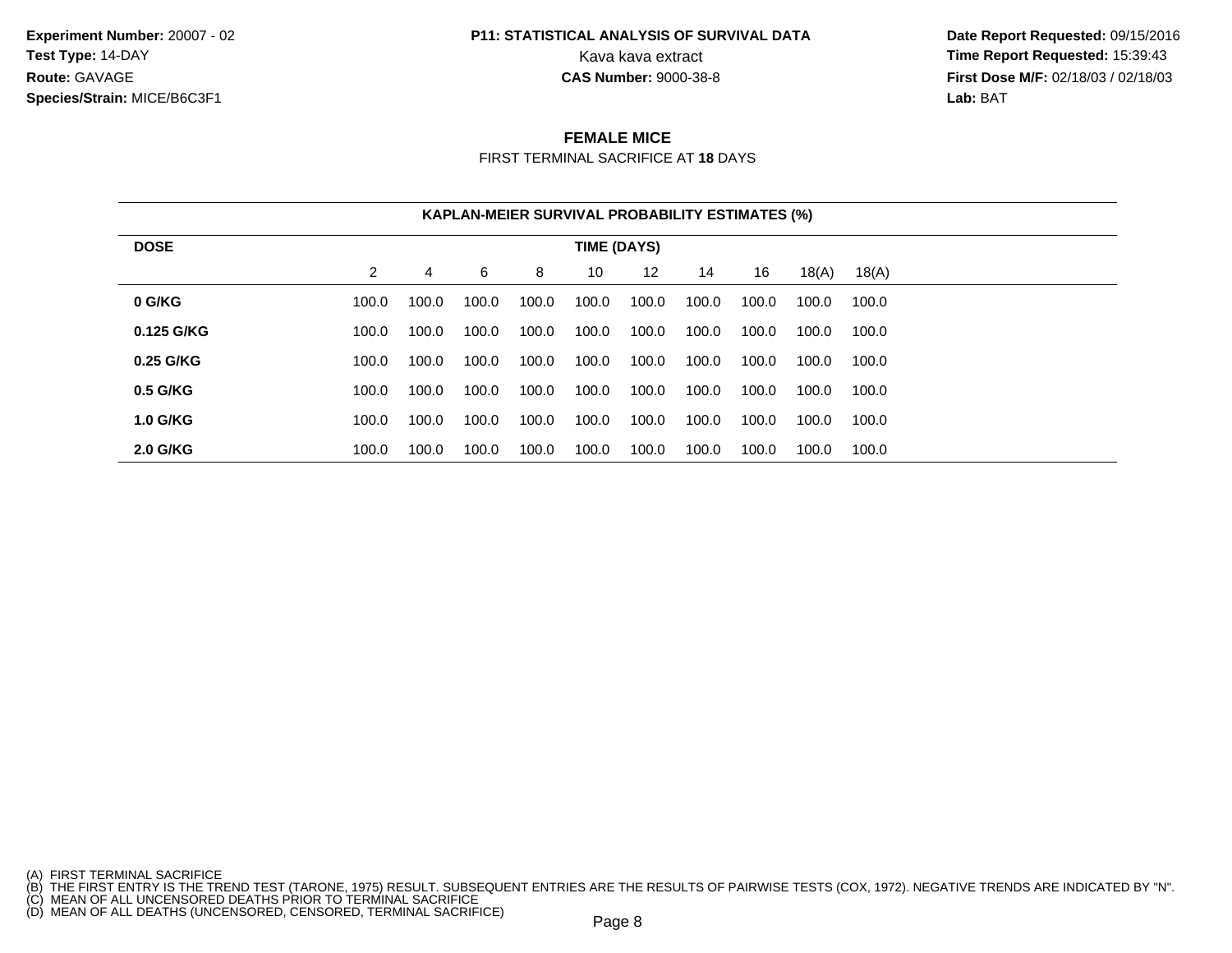**Experiment Number:** 20007 - 02
**Test Type:** 14-DAY
**Route:** GAVAGE
**Species/Strain:** MICE/B6C3F1

**P11: STATISTICAL ANALYSIS OF SURVIVAL DATA**
Kava kava extract
**CAS Number:** 9000-38-8

**Date Report Requested:** 09/15/2016
**Time Report Requested:** 15:39:43
**First Dose M/F:** 02/18/03 / 02/18/03
**Lab:** BAT

## FEMALE MICE

FIRST TERMINAL SACRIFICE AT **18** DAYS

**KAPLAN-MEIER SURVIVAL PROBABILITY ESTIMATES (%)**

| DOSE | TIME (DAYS) | | | | | | | | | |
|---|---|---|---|---|---|---|---|---|---|---|
| | 2 | 4 | 6 | 8 | 10 | 12 | 14 | 16 | 18(A) | 18(A) |
| **0 G/KG** | 100.0 | 100.0 | 100.0 | 100.0 | 100.0 | 100.0 | 100.0 | 100.0 | 100.0 | 100.0 |
| **0.125 G/KG** | 100.0 | 100.0 | 100.0 | 100.0 | 100.0 | 100.0 | 100.0 | 100.0 | 100.0 | 100.0 |
| **0.25 G/KG** | 100.0 | 100.0 | 100.0 | 100.0 | 100.0 | 100.0 | 100.0 | 100.0 | 100.0 | 100.0 |
| **0.5 G/KG** | 100.0 | 100.0 | 100.0 | 100.0 | 100.0 | 100.0 | 100.0 | 100.0 | 100.0 | 100.0 |
| **1.0 G/KG** | 100.0 | 100.0 | 100.0 | 100.0 | 100.0 | 100.0 | 100.0 | 100.0 | 100.0 | 100.0 |
| **2.0 G/KG** | 100.0 | 100.0 | 100.0 | 100.0 | 100.0 | 100.0 | 100.0 | 100.0 | 100.0 | 100.0 |

(A) FIRST TERMINAL SACRIFICE
(B) THE FIRST ENTRY IS THE TREND TEST (TARONE, 1975) RESULT. SUBSEQUENT ENTRIES ARE THE RESULTS OF PAIRWISE TESTS (COX, 1972). NEGATIVE TRENDS ARE INDICATED BY "N".
(C) MEAN OF ALL UNCENSORED DEATHS PRIOR TO TERMINAL SACRIFICE
(D) MEAN OF ALL DEATHS (UNCENSORED, CENSORED, TERMINAL SACRIFICE)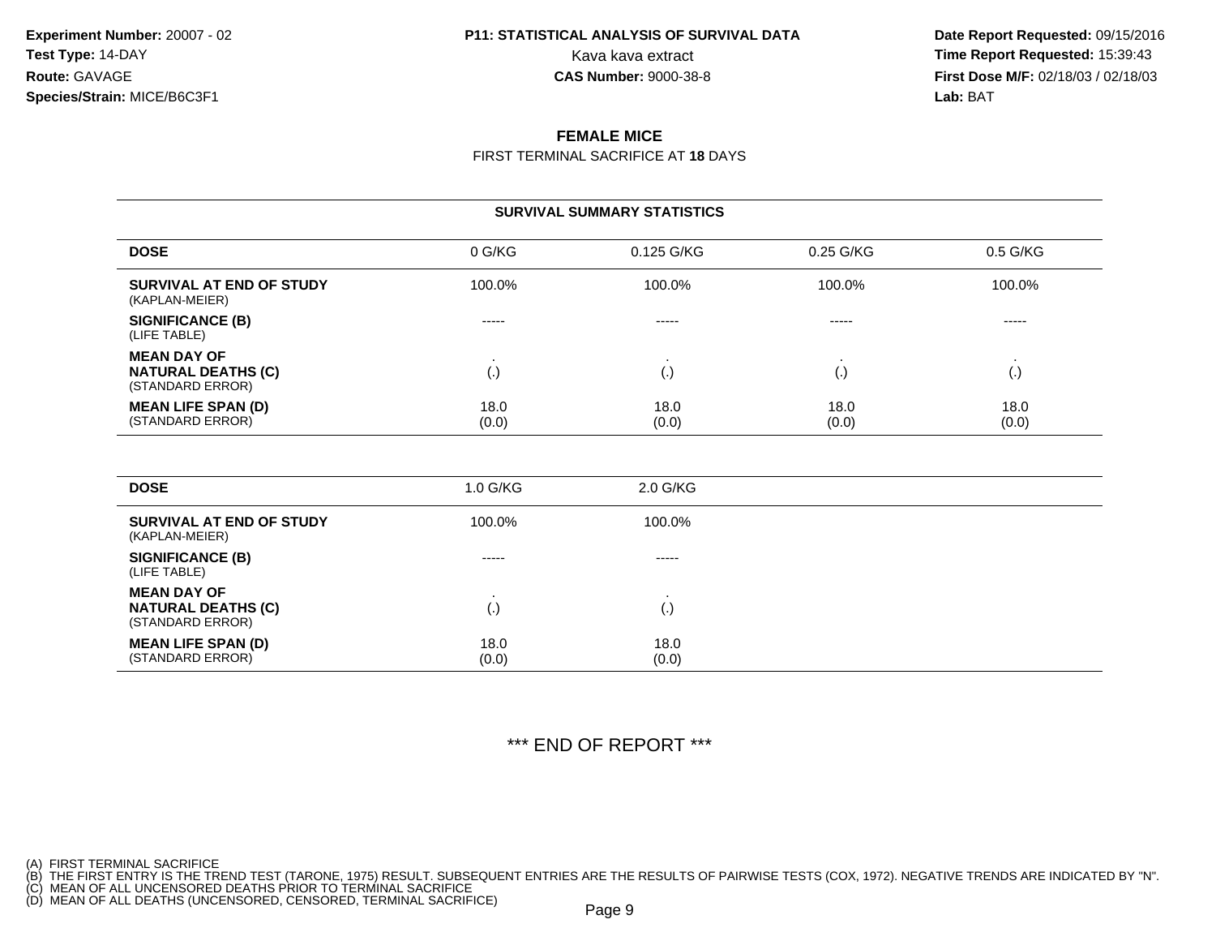**Experiment Number:** 20007 - 02
**Test Type:** 14-DAY
**Route:** GAVAGE
**Species/Strain:** MICE/B6C3F1

**P11: STATISTICAL ANALYSIS OF SURVIVAL DATA**
Kava kava extract
**CAS Number:** 9000-38-8

**Date Report Requested:** 09/15/2016
**Time Report Requested:** 15:39:43
**First Dose M/F:** 02/18/03 / 02/18/03
**Lab:** BAT

## FEMALE MICE

FIRST TERMINAL SACRIFICE AT **18** DAYS

### SURVIVAL SUMMARY STATISTICS

| DOSE | 0 G/KG | 0.125 G/KG | 0.25 G/KG | 0.5 G/KG |
|---|---|---|---|---|
| **SURVIVAL AT END OF STUDY** (KAPLAN-MEIER) | 100.0% | 100.0% | 100.0% | 100.0% |
| **SIGNIFICANCE (B)** (LIFE TABLE) | ----- | ----- | ----- | ----- |
| **MEAN DAY OF NATURAL DEATHS (C)** (STANDARD ERROR) | . (.) | . (.) | . (.) | . (.) |
| **MEAN LIFE SPAN (D)** (STANDARD ERROR) | 18.0 (0.0) | 18.0 (0.0) | 18.0 (0.0) | 18.0 (0.0) |

| DOSE | 1.0 G/KG | 2.0 G/KG |
|---|---|---|
| **SURVIVAL AT END OF STUDY** (KAPLAN-MEIER) | 100.0% | 100.0% |
| **SIGNIFICANCE (B)** (LIFE TABLE) | ----- | ----- |
| **MEAN DAY OF NATURAL DEATHS (C)** (STANDARD ERROR) | . (.) | . (.) |
| **MEAN LIFE SPAN (D)** (STANDARD ERROR) | 18.0 (0.0) | 18.0 (0.0) |

*** END OF REPORT ***

(A) FIRST TERMINAL SACRIFICE
(B) THE FIRST ENTRY IS THE TREND TEST (TARONE, 1975) RESULT. SUBSEQUENT ENTRIES ARE THE RESULTS OF PAIRWISE TESTS (COX, 1972). NEGATIVE TRENDS ARE INDICATED BY "N".
(C) MEAN OF ALL UNCENSORED DEATHS PRIOR TO TERMINAL SACRIFICE
(D) MEAN OF ALL DEATHS (UNCENSORED, CENSORED, TERMINAL SACRIFICE)